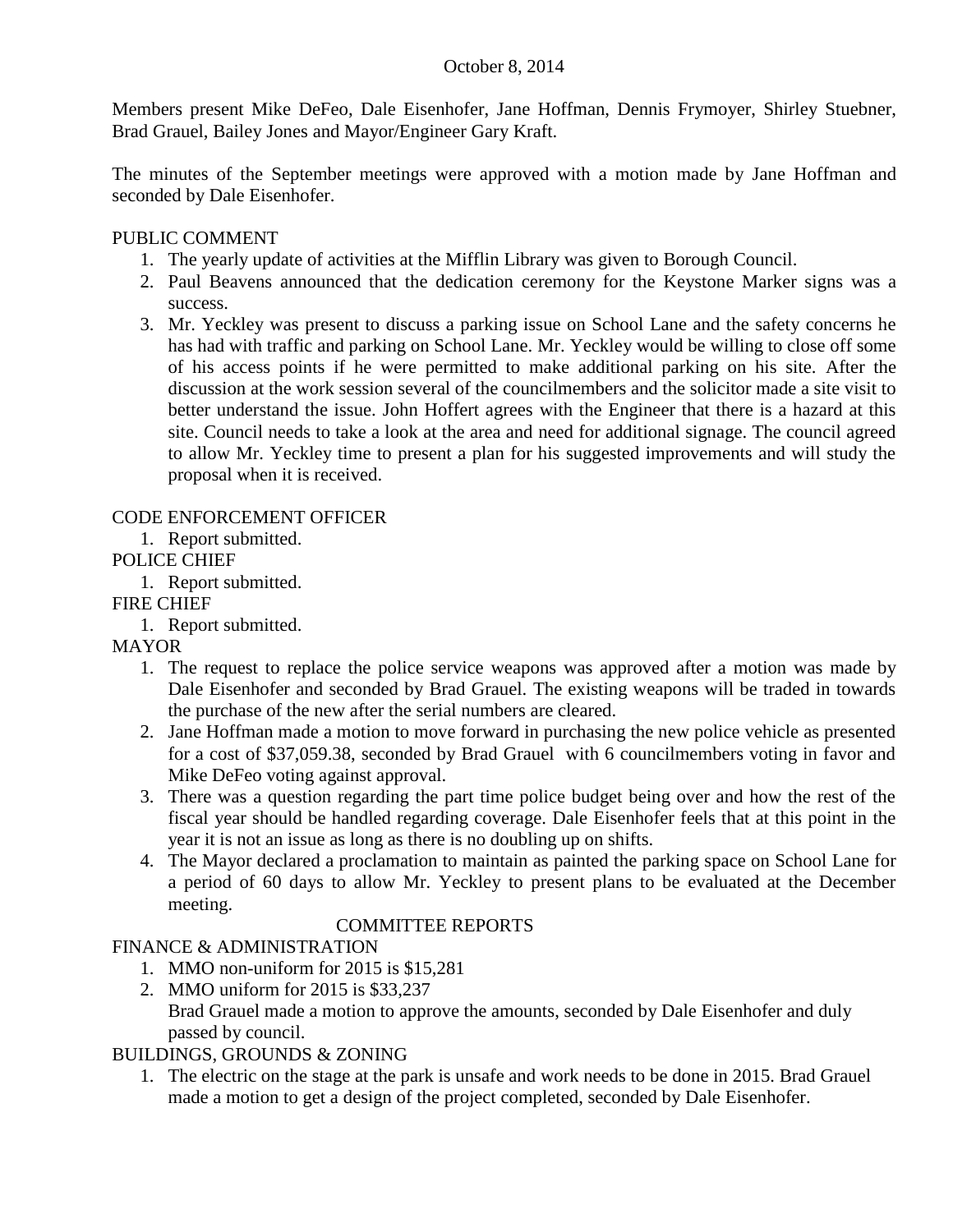October 8, 2014

Members present Mike DeFeo, Dale Eisenhofer, Jane Hoffman, Dennis Frymoyer, Shirley Stuebner, Brad Grauel, Bailey Jones and Mayor/Engineer Gary Kraft.

The minutes of the September meetings were approved with a motion made by Jane Hoffman and seconded by Dale Eisenhofer.

PUBLIC COMMENT

1. The yearly update of activities at the Mifflin Library was given to Borough Council.
2. Paul Beavens announced that the dedication ceremony for the Keystone Marker signs was a success.
3. Mr. Yeckley was present to discuss a parking issue on School Lane and the safety concerns he has had with traffic and parking on School Lane. Mr. Yeckley would be willing to close off some of his access points if he were permitted to make additional parking on his site. After the discussion at the work session several of the councilmembers and the solicitor made a site visit to better understand the issue. John Hoffert agrees with the Engineer that there is a hazard at this site. Council needs to take a look at the area and need for additional signage. The council agreed to allow Mr. Yeckley time to present a plan for his suggested improvements and will study the proposal when it is received.

CODE ENFORCEMENT OFFICER

1. Report submitted.

POLICE CHIEF

1. Report submitted.

FIRE CHIEF

1. Report submitted.

MAYOR

1. The request to replace the police service weapons was approved after a motion was made by Dale Eisenhofer and seconded by Brad Grauel. The existing weapons will be traded in towards the purchase of the new after the serial numbers are cleared.
2. Jane Hoffman made a motion to move forward in purchasing the new police vehicle as presented for a cost of $37,059.38, seconded by Brad Grauel with 6 councilmembers voting in favor and Mike DeFeo voting against approval.
3. There was a question regarding the part time police budget being over and how the rest of the fiscal year should be handled regarding coverage. Dale Eisenhofer feels that at this point in the year it is not an issue as long as there is no doubling up on shifts.
4. The Mayor declared a proclamation to maintain as painted the parking space on School Lane for a period of 60 days to allow Mr. Yeckley to present plans to be evaluated at the December meeting.

COMMITTEE REPORTS

FINANCE & ADMINISTRATION

1. MMO non-uniform for 2015 is $15,281
2. MMO uniform for 2015 is $33,237
   Brad Grauel made a motion to approve the amounts, seconded by Dale Eisenhofer and duly passed by council.

BUILDINGS, GROUNDS & ZONING

1. The electric on the stage at the park is unsafe and work needs to be done in 2015. Brad Grauel made a motion to get a design of the project completed, seconded by Dale Eisenhofer.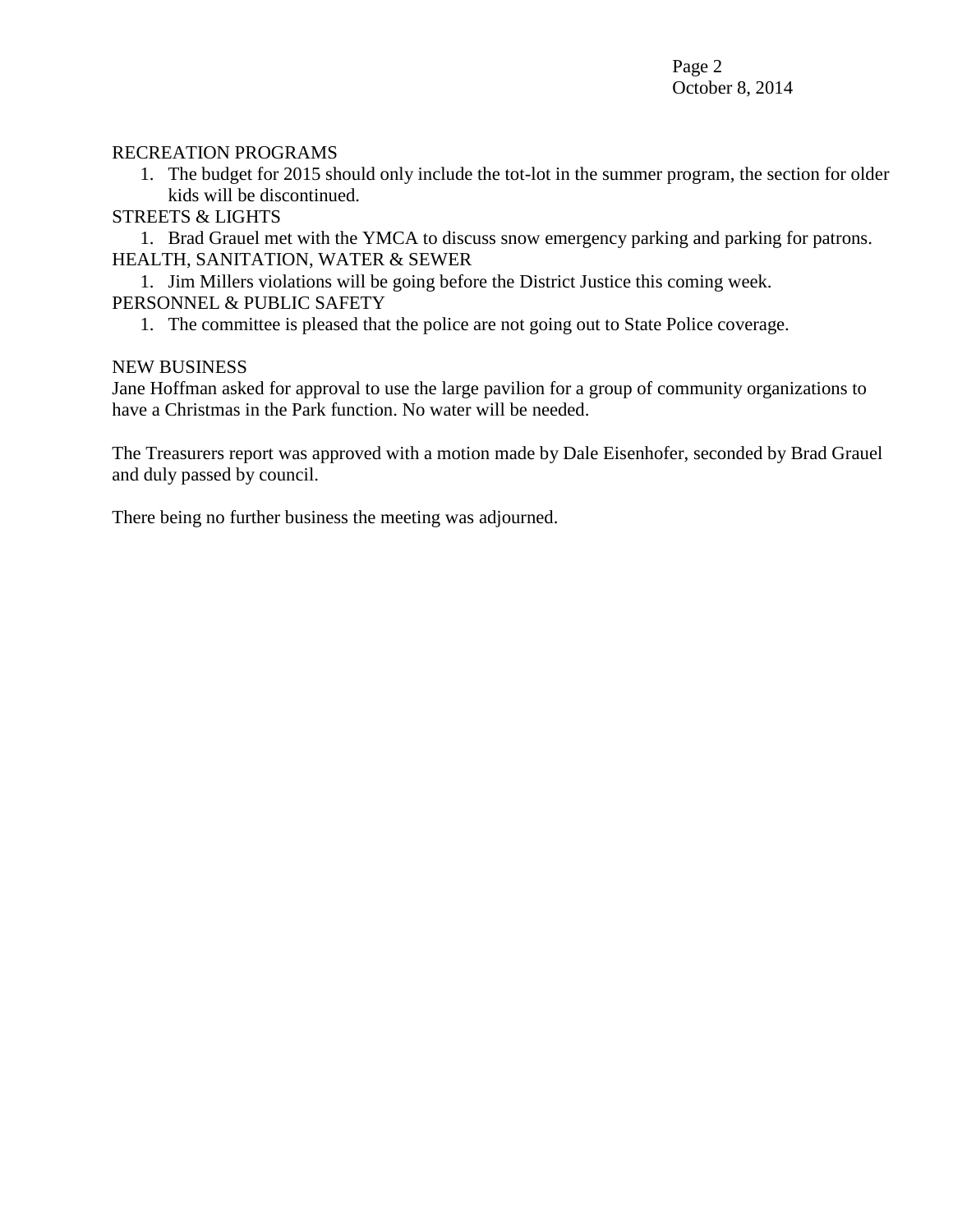RECREATION PROGRAMS

1. The budget for 2015 should only include the tot-lot in the summer program, the section for older kids will be discontinued.

STREETS & LIGHTS

1. Brad Grauel met with the YMCA to discuss snow emergency parking and parking for patrons.

HEALTH, SANITATION, WATER & SEWER

1. Jim Millers violations will be going before the District Justice this coming week.

PERSONNEL & PUBLIC SAFETY

1. The committee is pleased that the police are not going out to State Police coverage.

NEW BUSINESS

Jane Hoffman asked for approval to use the large pavilion for a group of community organizations to have a Christmas in the Park function. No water will be needed.

The Treasurers report was approved with a motion made by Dale Eisenhofer, seconded by Brad Grauel and duly passed by council.

There being no further business the meeting was adjourned.